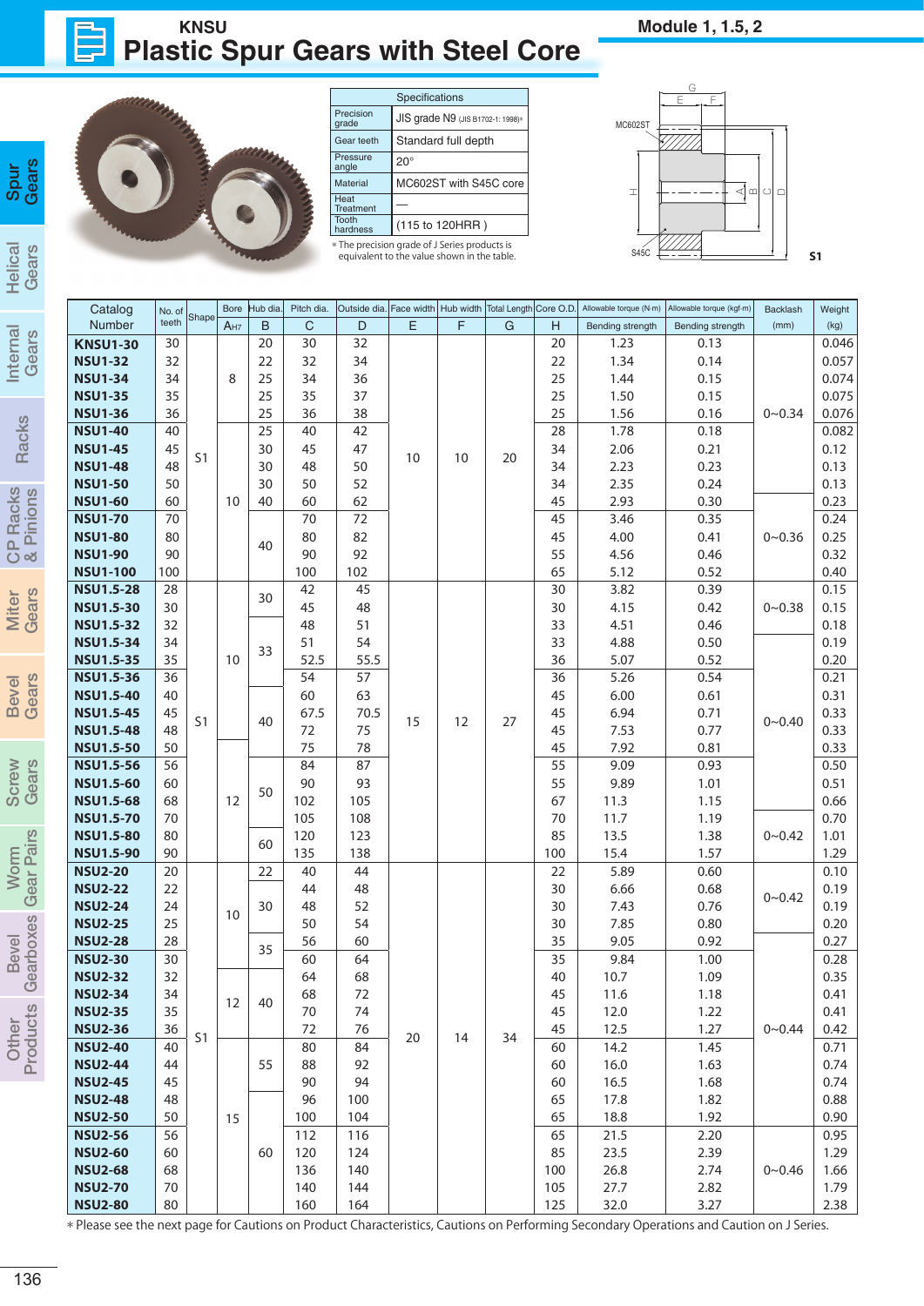KNSU
# Plastic Spur Gears with Steel Core

Module 1, 1.5, 2

| Specifications | |
|---|---|
| Precision grade | JIS grade N9 (JIS B1702-1: 1998)* |
| Gear teeth | Standard full depth |
| Pressure angle | 20° |
| Material | MC602ST with S45C core |
| Heat Treatment | — |
| Tooth hardness | (115 to 120HRR ) |

* The precision grade of J Series products is equivalent to the value shown in the table.

MC602ST
S45C
G E F H A B C D

S1

| Catalog Number | No. of teeth | Shape | Bore $A_{H7}$ | Hub dia. B | Pitch dia. C | Outside dia. D | Face width E | Hub width F | Total Length G | Core O.D. H | Allowable torque (N·m) Bending strength | Allowable torque (kgf·m) Bending strength | Backlash (mm) | Weight (kg) |
|---|---|---|---|---|---|---|---|---|---|---|---|---|---|---|
| **KNSU1-30** | 30 | S1 | 8 | 20 | 30 | 32 | 10 | 10 | 20 | 20 | 1.23 | 0.13 | 0~0.34 | 0.046 |
| **NSU1-32** | 32 | S1 | 8 | 22 | 32 | 34 | 10 | 10 | 20 | 22 | 1.34 | 0.14 | 0~0.34 | 0.057 |
| **NSU1-34** | 34 | S1 | 8 | 25 | 34 | 36 | 10 | 10 | 20 | 25 | 1.44 | 0.15 | 0~0.34 | 0.074 |
| **NSU1-35** | 35 | S1 | 8 | 25 | 35 | 37 | 10 | 10 | 20 | 25 | 1.50 | 0.15 | 0~0.34 | 0.075 |
| **NSU1-36** | 36 | S1 | 8 | 25 | 36 | 38 | 10 | 10 | 20 | 25 | 1.56 | 0.16 | 0~0.34 | 0.076 |
| **NSU1-40** | 40 | S1 | 10 | 25 | 40 | 42 | 10 | 10 | 20 | 28 | 1.78 | 0.18 | 0~0.34 | 0.082 |
| **NSU1-45** | 45 | S1 | 10 | 30 | 45 | 47 | 10 | 10 | 20 | 34 | 2.06 | 0.21 | 0~0.34 | 0.12 |
| **NSU1-48** | 48 | S1 | 10 | 30 | 48 | 50 | 10 | 10 | 20 | 34 | 2.23 | 0.23 | 0~0.34 | 0.13 |
| **NSU1-50** | 50 | S1 | 10 | 30 | 50 | 52 | 10 | 10 | 20 | 34 | 2.35 | 0.24 | 0~0.34 | 0.13 |
| **NSU1-60** | 60 | S1 | 10 | 40 | 60 | 62 | 10 | 10 | 20 | 45 | 2.93 | 0.30 | 0~0.36 | 0.23 |
| **NSU1-70** | 70 | S1 | 10 | 40 | 70 | 72 | 10 | 10 | 20 | 45 | 3.46 | 0.35 | 0~0.36 | 0.24 |
| **NSU1-80** | 80 | S1 | 10 | 40 | 80 | 82 | 10 | 10 | 20 | 45 | 4.00 | 0.41 | 0~0.36 | 0.25 |
| **NSU1-90** | 90 | S1 | 10 | 40 | 90 | 92 | 10 | 10 | 20 | 55 | 4.56 | 0.46 | 0~0.36 | 0.32 |
| **NSU1-100** | 100 | S1 | 10 | 40 | 100 | 102 | 10 | 10 | 20 | 65 | 5.12 | 0.52 | 0~0.36 | 0.40 |
| **NSU1.5-28** | 28 | S1 | 10 | 30 | 42 | 45 | 15 | 12 | 27 | 30 | 3.82 | 0.39 | 0~0.38 | 0.15 |
| **NSU1.5-30** | 30 | S1 | 10 | 30 | 45 | 48 | 15 | 12 | 27 | 30 | 4.15 | 0.42 | 0~0.38 | 0.15 |
| **NSU1.5-32** | 32 | S1 | 10 | 33 | 48 | 51 | 15 | 12 | 27 | 33 | 4.51 | 0.46 | 0~0.38 | 0.18 |
| **NSU1.5-34** | 34 | S1 | 10 | 33 | 51 | 54 | 15 | 12 | 27 | 33 | 4.88 | 0.50 | 0~0.40 | 0.19 |
| **NSU1.5-35** | 35 | S1 | 10 | 33 | 52.5 | 55.5 | 15 | 12 | 27 | 36 | 5.07 | 0.52 | 0~0.40 | 0.20 |
| **NSU1.5-36** | 36 | S1 | 10 | 33 | 54 | 57 | 15 | 12 | 27 | 36 | 5.26 | 0.54 | 0~0.40 | 0.21 |
| **NSU1.5-40** | 40 | S1 | 10 | 40 | 60 | 63 | 15 | 12 | 27 | 45 | 6.00 | 0.61 | 0~0.40 | 0.31 |
| **NSU1.5-45** | 45 | S1 | 10 | 40 | 67.5 | 70.5 | 15 | 12 | 27 | 45 | 6.94 | 0.71 | 0~0.40 | 0.33 |
| **NSU1.5-48** | 48 | S1 | 10 | 40 | 72 | 75 | 15 | 12 | 27 | 45 | 7.53 | 0.77 | 0~0.40 | 0.33 |
| **NSU1.5-50** | 50 | S1 | 10 | 40 | 75 | 78 | 15 | 12 | 27 | 45 | 7.92 | 0.81 | 0~0.40 | 0.33 |
| **NSU1.5-56** | 56 | S1 | 12 | 50 | 84 | 87 | 15 | 12 | 27 | 55 | 9.09 | 0.93 | 0~0.40 | 0.50 |
| **NSU1.5-60** | 60 | S1 | 12 | 50 | 90 | 93 | 15 | 12 | 27 | 55 | 9.89 | 1.01 | 0~0.40 | 0.51 |
| **NSU1.5-68** | 68 | S1 | 12 | 50 | 102 | 105 | 15 | 12 | 27 | 67 | 11.3 | 1.15 | 0~0.40 | 0.66 |
| **NSU1.5-70** | 70 | S1 | 12 | 50 | 105 | 108 | 15 | 12 | 27 | 70 | 11.7 | 1.19 | 0~0.40 | 0.70 |
| **NSU1.5-80** | 80 | S1 | 12 | 60 | 120 | 123 | 15 | 12 | 27 | 85 | 13.5 | 1.38 | 0~0.42 | 1.01 |
| **NSU1.5-90** | 90 | S1 | 12 | 60 | 135 | 138 | 15 | 12 | 27 | 100 | 15.4 | 1.57 | 0~0.42 | 1.29 |
| **NSU2-20** | 20 | S1 | 10 | 22 | 40 | 44 | 20 | 14 | 34 | 22 | 5.89 | 0.60 | 0~0.42 | 0.10 |
| **NSU2-22** | 22 | S1 | 10 | 30 | 44 | 48 | 20 | 14 | 34 | 30 | 6.66 | 0.68 | 0~0.42 | 0.19 |
| **NSU2-24** | 24 | S1 | 10 | 30 | 48 | 52 | 20 | 14 | 34 | 30 | 7.43 | 0.76 | 0~0.42 | 0.19 |
| **NSU2-25** | 25 | S1 | 10 | 30 | 50 | 54 | 20 | 14 | 34 | 30 | 7.85 | 0.80 | 0~0.42 | 0.20 |
| **NSU2-28** | 28 | S1 | 10 | 35 | 56 | 60 | 20 | 14 | 34 | 35 | 9.05 | 0.92 | 0~0.44 | 0.27 |
| **NSU2-30** | 30 | S1 | 12 | 35 | 60 | 64 | 20 | 14 | 34 | 35 | 9.84 | 1.00 | 0~0.44 | 0.28 |
| **NSU2-32** | 32 | S1 | 12 | 40 | 64 | 68 | 20 | 14 | 34 | 40 | 10.7 | 1.09 | 0~0.44 | 0.35 |
| **NSU2-34** | 34 | S1 | 12 | 40 | 68 | 72 | 20 | 14 | 34 | 45 | 11.6 | 1.18 | 0~0.44 | 0.41 |
| **NSU2-35** | 35 | S1 | 12 | 40 | 70 | 74 | 20 | 14 | 34 | 45 | 12.0 | 1.22 | 0~0.44 | 0.41 |
| **NSU2-36** | 36 | S1 | 12 | 40 | 72 | 76 | 20 | 14 | 34 | 45 | 12.5 | 1.27 | 0~0.44 | 0.42 |
| **NSU2-40** | 40 | S1 | 15 | 55 | 80 | 84 | 20 | 14 | 34 | 60 | 14.2 | 1.45 | 0~0.44 | 0.71 |
| **NSU2-44** | 44 | S1 | 15 | 55 | 88 | 92 | 20 | 14 | 34 | 60 | 16.0 | 1.63 | 0~0.44 | 0.74 |
| **NSU2-45** | 45 | S1 | 15 | 55 | 90 | 94 | 20 | 14 | 34 | 60 | 16.5 | 1.68 | 0~0.44 | 0.74 |
| **NSU2-48** | 48 | S1 | 15 | 55 | 96 | 100 | 20 | 14 | 34 | 65 | 17.8 | 1.82 | 0~0.44 | 0.88 |
| **NSU2-50** | 50 | S1 | 15 | 55 | 100 | 104 | 20 | 14 | 34 | 65 | 18.8 | 1.92 | 0~0.44 | 0.90 |
| **NSU2-56** | 56 | S1 | 15 | 60 | 112 | 116 | 20 | 14 | 34 | 65 | 21.5 | 2.20 | 0~0.46 | 0.95 |
| **NSU2-60** | 60 | S1 | 15 | 60 | 120 | 124 | 20 | 14 | 34 | 85 | 23.5 | 2.39 | 0~0.46 | 1.29 |
| **NSU2-68** | 68 | S1 | 15 | 60 | 136 | 140 | 20 | 14 | 34 | 100 | 26.8 | 2.74 | 0~0.46 | 1.66 |
| **NSU2-70** | 70 | S1 | 15 | 60 | 140 | 144 | 20 | 14 | 34 | 105 | 27.7 | 2.82 | 0~0.46 | 1.79 |
| **NSU2-80** | 80 | S1 | 15 | 60 | 160 | 164 | 20 | 14 | 34 | 125 | 32.0 | 3.27 | 0~0.46 | 2.38 |

* Please see the next page for Cautions on Product Characteristics, Cautions on Performing Secondary Operations and Caution on J Series.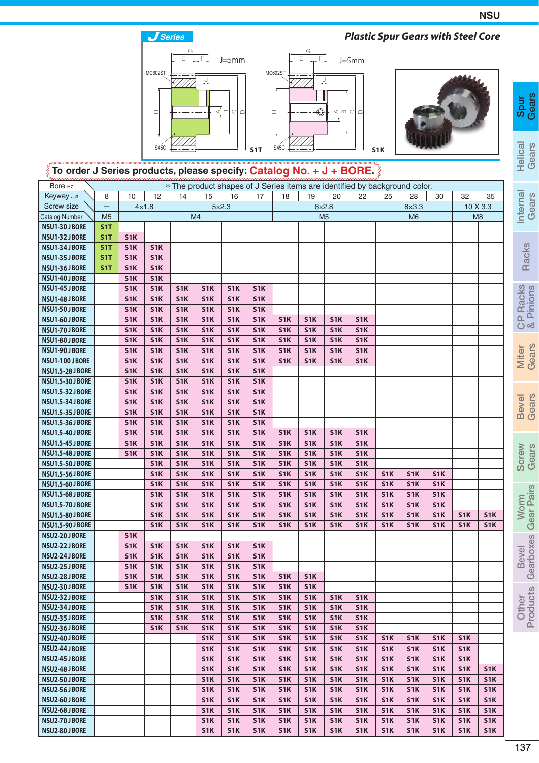## J Series

## Plastic Spur Gears with Steel Core

MC602ST

S45C

G, E, F, J=5mm, H, A, B, C, D

**S1T**

**S1K**

**To order J Series products, please specify: Catalog No. + J + BORE.**

∗ The product shapes of J Series items are identified by background color.

| Bore H7 | 8 | 10 | 12 | 14 | 15 | 16 | 17 | 18 | 19 | 20 | 22 | 25 | 28 | 30 | 32 | 35 |
|---|---|---|---|---|---|---|---|---|---|---|---|---|---|---|---|---|
| Keyway Js9 | — | 4×1.8 | | 5×2.3 | | | | 6×2.8 | | | | 8×3.3 | | | 10 X 3.3 | |
| Screw size | M5 | M4 | | | | | | M5 | | | | M6 | | | M8 | |
| Catalog Number | | | | | | | | | | | | | | | | |
| NSU1-30 J BORE | S1T | | | | | | | | | | | | | | | |
| NSU1-32 J BORE | S1T | S1K | | | | | | | | | | | | | | |
| NSU1-34 J BORE | S1T | S1K | S1K | | | | | | | | | | | | | |
| NSU1-35 J BORE | S1T | S1K | S1K | | | | | | | | | | | | | |
| NSU1-36 J BORE | S1T | S1K | S1K | | | | | | | | | | | | | |
| NSU1-40 J BORE | | S1K | S1K | | | | | | | | | | | | | |
| NSU1-45 J BORE | | S1K | S1K | S1K | S1K | S1K | S1K | | | | | | | | | |
| NSU1-48 J BORE | | S1K | S1K | S1K | S1K | S1K | S1K | | | | | | | | | |
| NSU1-50 J BORE | | S1K | S1K | S1K | S1K | S1K | S1K | | | | | | | | | |
| NSU1-60 J BORE | | S1K | S1K | S1K | S1K | S1K | S1K | S1K | S1K | S1K | S1K | | | | | |
| NSU1-70 J BORE | | S1K | S1K | S1K | S1K | S1K | S1K | S1K | S1K | S1K | S1K | | | | | |
| NSU1-80 J BORE | | S1K | S1K | S1K | S1K | S1K | S1K | S1K | S1K | S1K | S1K | | | | | |
| NSU1-90 J BORE | | S1K | S1K | S1K | S1K | S1K | S1K | S1K | S1K | S1K | S1K | | | | | |
| NSU1-100 J BORE | | S1K | S1K | S1K | S1K | S1K | S1K | S1K | S1K | S1K | S1K | | | | | |
| NSU1.5-28 J BORE | | S1K | S1K | S1K | S1K | S1K | S1K | | | | | | | | | |
| NSU1.5-30 J BORE | | S1K | S1K | S1K | S1K | S1K | S1K | | | | | | | | | |
| NSU1.5-32 J BORE | | S1K | S1K | S1K | S1K | S1K | S1K | | | | | | | | | |
| NSU1.5-34 J BORE | | S1K | S1K | S1K | S1K | S1K | S1K | | | | | | | | | |
| NSU1.5-35 J BORE | | S1K | S1K | S1K | S1K | S1K | S1K | | | | | | | | | |
| NSU1.5-36 J BORE | | S1K | S1K | S1K | S1K | S1K | S1K | | | | | | | | | |
| NSU1.5-40 J BORE | | S1K | S1K | S1K | S1K | S1K | S1K | S1K | S1K | S1K | S1K | | | | | |
| NSU1.5-45 J BORE | | S1K | S1K | S1K | S1K | S1K | S1K | S1K | S1K | S1K | S1K | | | | | |
| NSU1.5-48 J BORE | | S1K | S1K | S1K | S1K | S1K | S1K | S1K | S1K | S1K | S1K | | | | | |
| NSU1.5-50 J BORE | | | S1K | S1K | S1K | S1K | S1K | S1K | S1K | S1K | S1K | | | | | |
| NSU1.5-56 J BORE | | | S1K | S1K | S1K | S1K | S1K | S1K | S1K | S1K | S1K | S1K | S1K | S1K | | |
| NSU1.5-60 J BORE | | | S1K | S1K | S1K | S1K | S1K | S1K | S1K | S1K | S1K | S1K | S1K | S1K | | |
| NSU1.5-68 J BORE | | | S1K | S1K | S1K | S1K | S1K | S1K | S1K | S1K | S1K | S1K | S1K | S1K | | |
| NSU1.5-70 J BORE | | | S1K | S1K | S1K | S1K | S1K | S1K | S1K | S1K | S1K | S1K | S1K | S1K | | |
| NSU1.5-80 J BORE | | | S1K | S1K | S1K | S1K | S1K | S1K | S1K | S1K | S1K | S1K | S1K | S1K | S1K | S1K |
| NSU1.5-90 J BORE | | | S1K | S1K | S1K | S1K | S1K | S1K | S1K | S1K | S1K | S1K | S1K | S1K | S1K | S1K |
| NSU2-20 J BORE | | S1K | | | | | | | | | | | | | | |
| NSU2-22 J BORE | | S1K | S1K | S1K | S1K | S1K | S1K | | | | | | | | | |
| NSU2-24 J BORE | | S1K | S1K | S1K | S1K | S1K | S1K | | | | | | | | | |
| NSU2-25 J BORE | | S1K | S1K | S1K | S1K | S1K | S1K | | | | | | | | | |
| NSU2-28 J BORE | | S1K | S1K | S1K | S1K | S1K | S1K | S1K | S1K | | | | | | | |
| NSU2-30 J BORE | | S1K | S1K | S1K | S1K | S1K | S1K | S1K | S1K | | | | | | | |
| NSU2-32 J BORE | | | S1K | S1K | S1K | S1K | S1K | S1K | S1K | S1K | S1K | | | | | |
| NSU2-34 J BORE | | | S1K | S1K | S1K | S1K | S1K | S1K | S1K | S1K | S1K | | | | | |
| NSU2-35 J BORE | | | S1K | S1K | S1K | S1K | S1K | S1K | S1K | S1K | S1K | | | | | |
| NSU2-36 J BORE | | | S1K | S1K | S1K | S1K | S1K | S1K | S1K | S1K | S1K | | | | | |
| NSU2-40 J BORE | | | | | S1K | S1K | S1K | S1K | S1K | S1K | S1K | S1K | S1K | S1K | S1K | |
| NSU2-44 J BORE | | | | | S1K | S1K | S1K | S1K | S1K | S1K | S1K | S1K | S1K | S1K | S1K | |
| NSU2-45 J BORE | | | | | S1K | S1K | S1K | S1K | S1K | S1K | S1K | S1K | S1K | S1K | S1K | |
| NSU2-48 J BORE | | | | | S1K | S1K | S1K | S1K | S1K | S1K | S1K | S1K | S1K | S1K | S1K | S1K |
| NSU2-50 J BORE | | | | | S1K | S1K | S1K | S1K | S1K | S1K | S1K | S1K | S1K | S1K | S1K | S1K |
| NSU2-56 J BORE | | | | | S1K | S1K | S1K | S1K | S1K | S1K | S1K | S1K | S1K | S1K | S1K | S1K |
| NSU2-60 J BORE | | | | | S1K | S1K | S1K | S1K | S1K | S1K | S1K | S1K | S1K | S1K | S1K | S1K |
| NSU2-68 J BORE | | | | | S1K | S1K | S1K | S1K | S1K | S1K | S1K | S1K | S1K | S1K | S1K | S1K |
| NSU2-70 J BORE | | | | | S1K | S1K | S1K | S1K | S1K | S1K | S1K | S1K | S1K | S1K | S1K | S1K |
| NSU2-80 J BORE | | | | | S1K | S1K | S1K | S1K | S1K | S1K | S1K | S1K | S1K | S1K | S1K | S1K |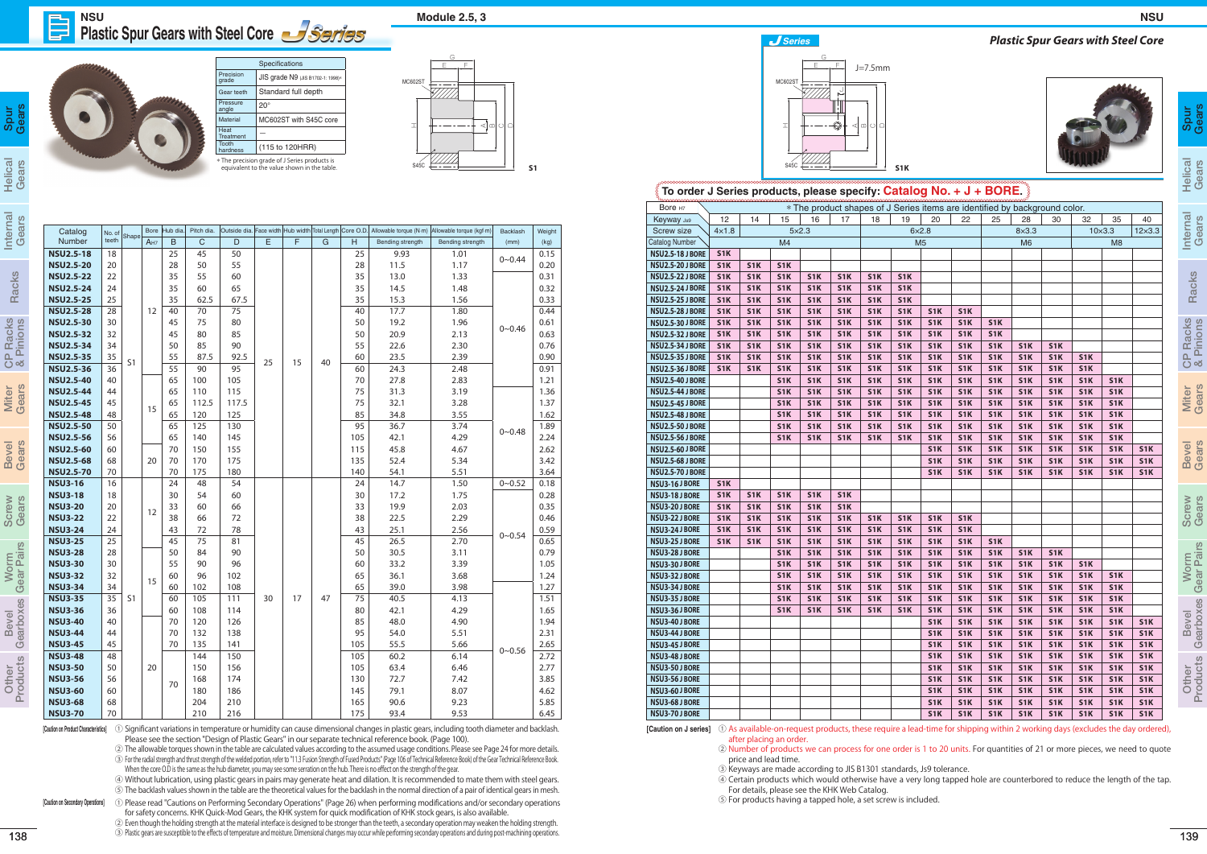# NSU Plastic Spur Gears with Steel Core *J Series*

Module 2.5, 3

| Specifications | |
|---|---|
| Precision grade | JIS grade N9 (JIS B1702-1: 1998)* |
| Gear teeth | Standard full depth |
| Pressure angle | 20° |
| Material | MC602ST with S45C core |
| Heat Treatment | — |
| Tooth hardness | (115 to 120HRR) |

* The precision grade of J Series products is equivalent to the value shown in the table.

MC602ST
S45C
S1

| Catalog Number | No. of teeth | Shape | Bore $A_{H7}$ | Hub dia. B | Pitch dia. C | Outside dia. D | Face width E | Hub width F | Total length G | Core O.D. H | Allowable torque (N·m) Bending strength | Allowable torque (kgf·m) Bending strength | Backlash (mm) | Weight (kg) |
|---|---|---|---|---|---|---|---|---|---|---|---|---|---|---|
| NSU2.5-18 | 18 | S1 | 12 | 25 | 45 | 50 | 25 | 15 | 40 | 25 | 9.93 | 1.01 | 0~0.44 | 0.15 |
| NSU2.5-20 | 20 | S1 | 12 | 28 | 50 | 55 | 25 | 15 | 40 | 28 | 11.5 | 1.17 | 0~0.44 | 0.20 |
| NSU2.5-22 | 22 | S1 | 12 | 35 | 55 | 60 | 25 | 15 | 40 | 35 | 13.0 | 1.33 | 0~0.44 | 0.31 |
| NSU2.5-24 | 24 | S1 | 12 | 35 | 60 | 65 | 25 | 15 | 40 | 35 | 14.5 | 1.48 | 0~0.46 | 0.32 |
| NSU2.5-25 | 25 | S1 | 12 | 35 | 62.5 | 67.5 | 25 | 15 | 40 | 35 | 15.3 | 1.56 | 0~0.46 | 0.33 |
| NSU2.5-28 | 28 | S1 | 12 | 40 | 70 | 75 | 25 | 15 | 40 | 40 | 17.7 | 1.80 | 0~0.46 | 0.44 |
| NSU2.5-30 | 30 | S1 | 12 | 45 | 75 | 80 | 25 | 15 | 40 | 50 | 19.2 | 1.96 | 0~0.46 | 0.61 |
| NSU2.5-32 | 32 | S1 | 12 | 45 | 80 | 85 | 25 | 15 | 40 | 50 | 20.9 | 2.13 | 0~0.46 | 0.63 |
| NSU2.5-34 | 34 | S1 | 12 | 50 | 85 | 90 | 25 | 15 | 40 | 55 | 22.6 | 2.30 | 0~0.46 | 0.76 |
| NSU2.5-35 | 35 | S1 | 12 | 55 | 87.5 | 92.5 | 25 | 15 | 40 | 60 | 23.5 | 2.39 | 0~0.46 | 0.90 |
| NSU2.5-36 | 36 | S1 | 15 | 55 | 90 | 95 | 25 | 15 | 40 | 60 | 24.3 | 2.48 | 0~0.46 | 0.91 |
| NSU2.5-40 | 40 | S1 | 15 | 65 | 100 | 105 | 25 | 15 | 40 | 70 | 27.8 | 2.83 | 0~0.48 | 1.21 |
| NSU2.5-44 | 44 | S1 | 15 | 65 | 110 | 115 | 25 | 15 | 40 | 75 | 31.3 | 3.19 | 0~0.48 | 1.36 |
| NSU2.5-45 | 45 | S1 | 15 | 65 | 112.5 | 117.5 | 25 | 15 | 40 | 75 | 32.1 | 3.28 | 0~0.48 | 1.37 |
| NSU2.5-48 | 48 | S1 | 15 | 65 | 120 | 125 | 25 | 15 | 40 | 85 | 34.8 | 3.55 | 0~0.48 | 1.62 |
| NSU2.5-50 | 50 | S1 | 15 | 65 | 125 | 130 | 25 | 15 | 40 | 95 | 36.7 | 3.74 | 0~0.48 | 1.89 |
| NSU2.5-56 | 56 | S1 | 15 | 65 | 140 | 145 | 25 | 15 | 40 | 105 | 42.1 | 4.29 | 0~0.48 | 2.24 |
| NSU2.5-60 | 60 | S1 | 20 | 70 | 150 | 155 | 25 | 15 | 40 | 115 | 45.8 | 4.67 | 0~0.48 | 2.62 |
| NSU2.5-68 | 68 | S1 | 20 | 70 | 170 | 175 | 25 | 15 | 40 | 135 | 52.4 | 5.34 | 0~0.48 | 3.42 |
| NSU2.5-70 | 70 | S1 | 20 | 70 | 175 | 180 | 25 | 15 | 40 | 140 | 54.1 | 5.51 | 0~0.48 | 3.64 |
| NSU3-16 | 16 | S1 | 12 | 24 | 48 | 54 | 30 | 17 | 47 | 24 | 14.7 | 1.50 | 0~0.52 | 0.18 |
| NSU3-18 | 18 | S1 | 12 | 30 | 54 | 60 | 30 | 17 | 47 | 30 | 17.2 | 1.75 | 0~0.54 | 0.28 |
| NSU3-20 | 20 | S1 | 12 | 33 | 60 | 66 | 30 | 17 | 47 | 33 | 19.9 | 2.03 | 0~0.54 | 0.35 |
| NSU3-22 | 22 | S1 | 12 | 38 | 66 | 72 | 30 | 17 | 47 | 38 | 22.5 | 2.29 | 0~0.54 | 0.46 |
| NSU3-24 | 24 | S1 | 12 | 43 | 72 | 78 | 30 | 17 | 47 | 43 | 25.1 | 2.56 | 0~0.54 | 0.59 |
| NSU3-25 | 25 | S1 | 12 | 45 | 75 | 81 | 30 | 17 | 47 | 45 | 26.5 | 2.70 | 0~0.54 | 0.65 |
| NSU3-28 | 28 | S1 | 15 | 50 | 84 | 90 | 30 | 17 | 47 | 50 | 30.5 | 3.11 | 0~0.54 | 0.79 |
| NSU3-30 | 30 | S1 | 15 | 55 | 90 | 96 | 30 | 17 | 47 | 60 | 33.2 | 3.39 | 0~0.54 | 1.05 |
| NSU3-32 | 32 | S1 | 15 | 60 | 96 | 102 | 30 | 17 | 47 | 65 | 36.1 | 3.68 | 0~0.54 | 1.24 |
| NSU3-34 | 34 | S1 | 15 | 60 | 102 | 108 | 30 | 17 | 47 | 65 | 39.0 | 3.98 | 0~0.56 | 1.27 |
| NSU3-35 | 35 | S1 | 15 | 60 | 105 | 111 | 30 | 17 | 47 | 75 | 40.5 | 4.13 | 0~0.56 | 1.51 |
| NSU3-36 | 36 | S1 | 15 | 60 | 108 | 114 | 30 | 17 | 47 | 80 | 42.1 | 4.29 | 0~0.56 | 1.65 |
| NSU3-40 | 40 | S1 | 20 | 70 | 120 | 126 | 30 | 17 | 47 | 85 | 48.0 | 4.90 | 0~0.56 | 1.94 |
| NSU3-44 | 44 | S1 | 20 | 70 | 132 | 138 | 30 | 17 | 47 | 95 | 54.0 | 5.51 | 0~0.56 | 2.31 |
| NSU3-45 | 45 | S1 | 20 | 70 | 135 | 141 | 30 | 17 | 47 | 105 | 55.5 | 5.66 | 0~0.56 | 2.65 |
| NSU3-48 | 48 | S1 | 20 | 70 | 144 | 150 | 30 | 17 | 47 | 105 | 60.2 | 6.14 | 0~0.56 | 2.72 |
| NSU3-50 | 50 | S1 | 20 | 70 | 150 | 156 | 30 | 17 | 47 | 105 | 63.4 | 6.46 | 0~0.56 | 2.77 |
| NSU3-56 | 56 | S1 | 20 | 70 | 168 | 174 | 30 | 17 | 47 | 130 | 72.7 | 7.42 | 0~0.56 | 3.85 |
| NSU3-60 | 60 | S1 | 20 | 70 | 180 | 186 | 30 | 17 | 47 | 145 | 79.1 | 8.07 | 0~0.56 | 4.62 |
| NSU3-68 | 68 | S1 | 20 | 70 | 204 | 210 | 30 | 17 | 47 | 165 | 90.6 | 9.23 | 0~0.56 | 5.85 |
| NSU3-70 | 70 | S1 | 20 | 70 | 210 | 216 | 30 | 17 | 47 | 175 | 93.4 | 9.53 | 0~0.56 | 6.45 |

[Caution on Product Characteristics]
① Significant variations in temperature or humidity can cause dimensional changes in plastic gears, including tooth diameter and backlash. Please see the section "Design of Plastic Gears" in our separate technical reference book. (Page 100).
② The allowable torques shown in the table are calculated values according to the assumed usage conditions. Please see Page 24 for more details.
③ For the radial strength and thrust strength of the welded portion, refer to "11.3 Fusion Strength of Fused Products" (Page 106 of Technical Reference Book) of the Gear Technical Reference Book. When the core O.D is the same as the hub diameter, you may see some serration on the hub. There is no effect on the strength of the gear.
④ Without lubrication, using plastic gears in pairs may generate heat and dilation. It is recommended to mate them with steel gears.
⑤ The backlash values shown in the table are the theoretical values for the backlash in the normal direction of a pair of identical gears in mesh.

[Caution on Secondary Operations]
① Please read "Cautions on Performing Secondary Operations" (Page 26) when performing modifications and/or secondary operations for safety concerns. KHK Quick-Mod Gears, the KHK system for quick modification of KHK stock gears, is also available.
② Even though the holding strength at the material interface is designed to be stronger than the teeth, a secondary operation may weaken the holding strength.
③ Plastic gears are susceptible to the effects of temperature and moisture. Dimensional changes may occur while performing secondary operations and during post-machining operations.

## *J Series* Plastic Spur Gears with Steel Core

J=7.5mm

MC602ST
S45C
S1K

**To order J Series products, please specify: Catalog No. + J + BORE.**

* The product shapes of J Series items are identified by background color.

| Bore $H7$ | 12 | 14 | 15 | 16 | 17 | 18 | 19 | 20 | 22 | 25 | 28 | 30 | 32 | 35 | 40 |
|---|---|---|---|---|---|---|---|---|---|---|---|---|---|---|---|
| Keyway $Js9$ | 4x1.8 | 5x2.3 | | | | 6x2.8 | | | | 8x3.3 | | | 10x3.3 | | 12x3.3 |
| Screw size | M4 | | | | | M5 | | | | M6 | | | M8 | | |
| **Catalog Number** | | | | | | | | | | | | | | | |
| NSU2.5-18 J BORE | S1K | | | | | | | | | | | | | | |
| NSU2.5-20 J BORE | S1K | S1K | S1K | | | | | | | | | | | | |
| NSU2.5-22 J BORE | S1K | S1K | S1K | S1K | S1K | S1K | S1K | | | | | | | | |
| NSU2.5-24 J BORE | S1K | S1K | S1K | S1K | S1K | S1K | S1K | | | | | | | | |
| NSU2.5-25 J BORE | S1K | S1K | S1K | S1K | S1K | S1K | S1K | | | | | | | | |
| NSU2.5-28 J BORE | S1K | S1K | S1K | S1K | S1K | S1K | S1K | S1K | S1K | | | | | | |
| NSU2.5-30 J BORE | S1K | S1K | S1K | S1K | S1K | S1K | S1K | S1K | S1K | S1K | | | | | |
| NSU2.5-32 J BORE | S1K | S1K | S1K | S1K | S1K | S1K | S1K | S1K | S1K | S1K | | | | | |
| NSU2.5-34 J BORE | S1K | S1K | S1K | S1K | S1K | S1K | S1K | S1K | S1K | S1K | S1K | S1K | | | |
| NSU2.5-35 J BORE | S1K | S1K | S1K | S1K | S1K | S1K | S1K | S1K | S1K | S1K | S1K | S1K | S1K | | |
| NSU2.5-36 J BORE | S1K | S1K | S1K | S1K | S1K | S1K | S1K | S1K | S1K | S1K | S1K | S1K | S1K | | |
| NSU2.5-40 J BORE | | | S1K | S1K | S1K | S1K | S1K | S1K | S1K | S1K | S1K | S1K | S1K | S1K | |
| NSU2.5-44 J BORE | | | S1K | S1K | S1K | S1K | S1K | S1K | S1K | S1K | S1K | S1K | S1K | S1K | |
| NSU2.5-45 J BORE | | | S1K | S1K | S1K | S1K | S1K | S1K | S1K | S1K | S1K | S1K | S1K | S1K | |
| NSU2.5-48 J BORE | | | S1K | S1K | S1K | S1K | S1K | S1K | S1K | S1K | S1K | S1K | S1K | S1K | |
| NSU2.5-50 J BORE | | | S1K | S1K | S1K | S1K | S1K | S1K | S1K | S1K | S1K | S1K | S1K | S1K | |
| NSU2.5-56 J BORE | | | S1K | S1K | S1K | S1K | S1K | S1K | S1K | S1K | S1K | S1K | S1K | S1K | |
| NSU2.5-60 J BORE | | | | | | | | S1K | S1K | S1K | S1K | S1K | S1K | S1K | S1K |
| NSU2.5-68 J BORE | | | | | | | | S1K | S1K | S1K | S1K | S1K | S1K | S1K | S1K |
| NSU2.5-70 J BORE | | | | | | | | S1K | S1K | S1K | S1K | S1K | S1K | S1K | S1K |
| NSU3-16 J BORE | S1K | | | | | | | | | | | | | | |
| NSU3-18 J BORE | S1K | S1K | S1K | S1K | S1K | | | | | | | | | | |
| NSU3-20 J BORE | S1K | S1K | S1K | S1K | S1K | | | | | | | | | | |
| NSU3-22 J BORE | S1K | S1K | S1K | S1K | S1K | S1K | S1K | S1K | S1K | | | | | | |
| NSU3-24 J BORE | S1K | S1K | S1K | S1K | S1K | S1K | S1K | S1K | S1K | | | | | | |
| NSU3-25 J BORE | S1K | S1K | S1K | S1K | S1K | S1K | S1K | S1K | S1K | S1K | | | | | |
| NSU3-28 J BORE | | | S1K | S1K | S1K | S1K | S1K | S1K | S1K | S1K | S1K | S1K | | | |
| NSU3-30 J BORE | | | S1K | S1K | S1K | S1K | S1K | S1K | S1K | S1K | S1K | S1K | S1K | | |
| NSU3-32 J BORE | | | S1K | S1K | S1K | S1K | S1K | S1K | S1K | S1K | S1K | S1K | S1K | S1K | |
| NSU3-34 J BORE | | | S1K | S1K | S1K | S1K | S1K | S1K | S1K | S1K | S1K | S1K | S1K | S1K | |
| NSU3-35 J BORE | | | S1K | S1K | S1K | S1K | S1K | S1K | S1K | S1K | S1K | S1K | S1K | S1K | |
| NSU3-36 J BORE | | | S1K | S1K | S1K | S1K | S1K | S1K | S1K | S1K | S1K | S1K | S1K | S1K | |
| NSU3-40 J BORE | | | | | | | | S1K | S1K | S1K | S1K | S1K | S1K | S1K | S1K |
| NSU3-44 J BORE | | | | | | | | S1K | S1K | S1K | S1K | S1K | S1K | S1K | S1K |
| NSU3-45 J BORE | | | | | | | | S1K | S1K | S1K | S1K | S1K | S1K | S1K | S1K |
| NSU3-48 J BORE | | | | | | | | S1K | S1K | S1K | S1K | S1K | S1K | S1K | S1K |
| NSU3-50 J BORE | | | | | | | | S1K | S1K | S1K | S1K | S1K | S1K | S1K | S1K |
| NSU3-56 J BORE | | | | | | | | S1K | S1K | S1K | S1K | S1K | S1K | S1K | S1K |
| NSU3-60 J BORE | | | | | | | | S1K | S1K | S1K | S1K | S1K | S1K | S1K | S1K |
| NSU3-68 J BORE | | | | | | | | S1K | S1K | S1K | S1K | S1K | S1K | S1K | S1K |
| NSU3-70 J BORE | | | | | | | | S1K | S1K | S1K | S1K | S1K | S1K | S1K | S1K |

[Caution on J series]
① As available-on-request products, these require a lead-time for shipping within 2 working days (excludes the day ordered), after placing an order.
② Number of products we can process for one order is 1 to 20 units. For quantities of 21 or more pieces, we need to quote price and lead time.
③ Keyways are made according to JIS B1301 standards, Js9 tolerance.
④ Certain products which would otherwise have a very long tapped hole are counterbored to reduce the length of the tap. For details, please see the KHK Web Catalog.
⑤ For products having a tapped hole, a set screw is included.